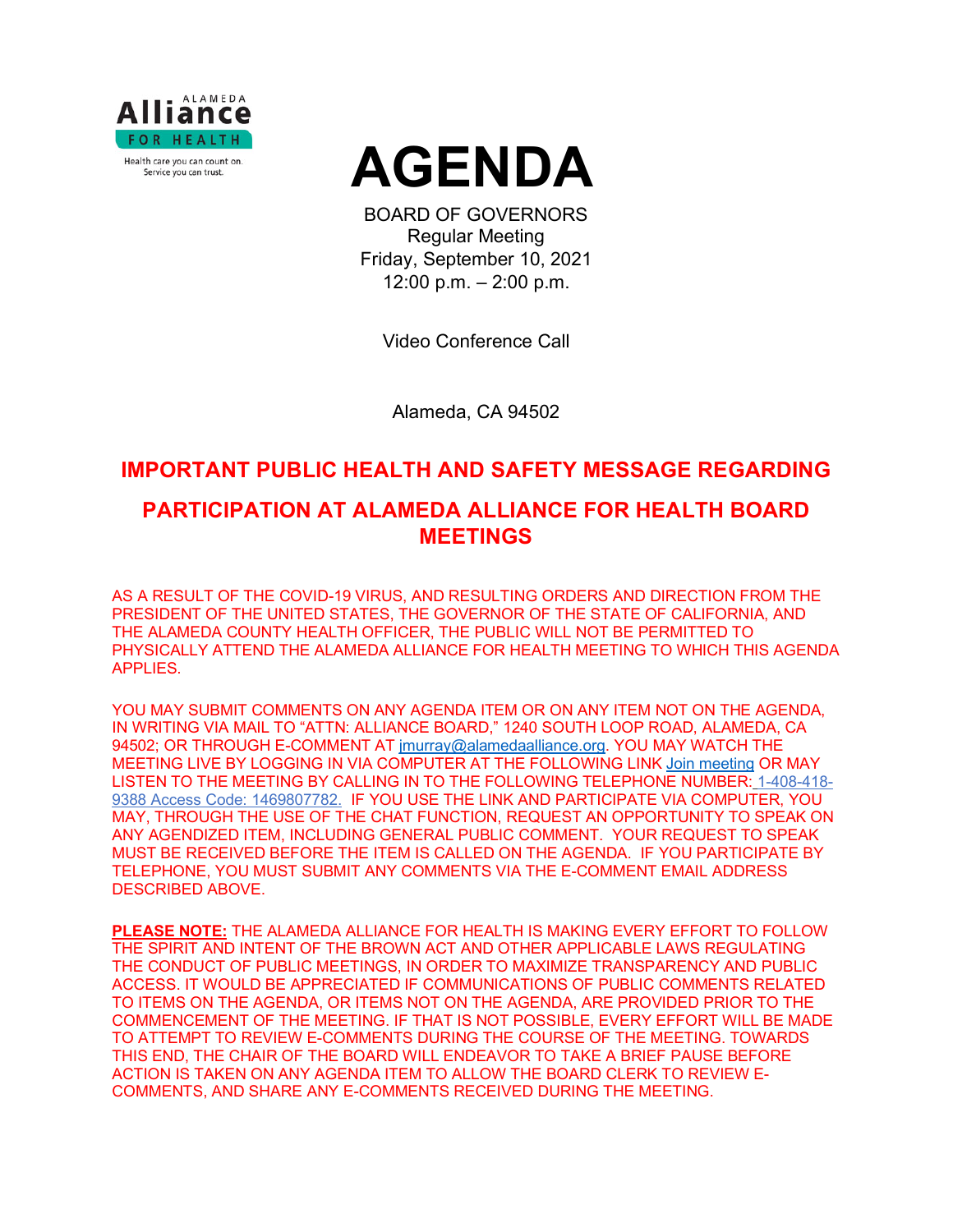# AGENDA

BOARD OF GOVERNORS
Regular Meeting
Friday, September 10, 2021
12:00 p.m. – 2:00 p.m.

Video Conference Call

Alameda, CA 94502

## IMPORTANT PUBLIC HEALTH AND SAFETY MESSAGE REGARDING

## PARTICIPATION AT ALAMEDA ALLIANCE FOR HEALTH BOARD MEETINGS

AS A RESULT OF THE COVID-19 VIRUS, AND RESULTING ORDERS AND DIRECTION FROM THE PRESIDENT OF THE UNITED STATES, THE GOVERNOR OF THE STATE OF CALIFORNIA, AND THE ALAMEDA COUNTY HEALTH OFFICER, THE PUBLIC WILL NOT BE PERMITTED TO PHYSICALLY ATTEND THE ALAMEDA ALLIANCE FOR HEALTH MEETING TO WHICH THIS AGENDA APPLIES.

YOU MAY SUBMIT COMMENTS ON ANY AGENDA ITEM OR ON ANY ITEM NOT ON THE AGENDA, IN WRITING VIA MAIL TO "ATTN: ALLIANCE BOARD," 1240 SOUTH LOOP ROAD, ALAMEDA, CA 94502; OR THROUGH E-COMMENT AT jmurray@alamedaalliance.org. YOU MAY WATCH THE MEETING LIVE BY LOGGING IN VIA COMPUTER AT THE FOLLOWING LINK Join meeting OR MAY LISTEN TO THE MEETING BY CALLING IN TO THE FOLLOWING TELEPHONE NUMBER: 1-408-418-9388 Access Code: 1469807782. IF YOU USE THE LINK AND PARTICIPATE VIA COMPUTER, YOU MAY, THROUGH THE USE OF THE CHAT FUNCTION, REQUEST AN OPPORTUNITY TO SPEAK ON ANY AGENDIZED ITEM, INCLUDING GENERAL PUBLIC COMMENT. YOUR REQUEST TO SPEAK MUST BE RECEIVED BEFORE THE ITEM IS CALLED ON THE AGENDA. IF YOU PARTICIPATE BY TELEPHONE, YOU MUST SUBMIT ANY COMMENTS VIA THE E-COMMENT EMAIL ADDRESS DESCRIBED ABOVE.

**PLEASE NOTE:** THE ALAMEDA ALLIANCE FOR HEALTH IS MAKING EVERY EFFORT TO FOLLOW THE SPIRIT AND INTENT OF THE BROWN ACT AND OTHER APPLICABLE LAWS REGULATING THE CONDUCT OF PUBLIC MEETINGS, IN ORDER TO MAXIMIZE TRANSPARENCY AND PUBLIC ACCESS. IT WOULD BE APPRECIATED IF COMMUNICATIONS OF PUBLIC COMMENTS RELATED TO ITEMS ON THE AGENDA, OR ITEMS NOT ON THE AGENDA, ARE PROVIDED PRIOR TO THE COMMENCEMENT OF THE MEETING. IF THAT IS NOT POSSIBLE, EVERY EFFORT WILL BE MADE TO ATTEMPT TO REVIEW E-COMMENTS DURING THE COURSE OF THE MEETING. TOWARDS THIS END, THE CHAIR OF THE BOARD WILL ENDEAVOR TO TAKE A BRIEF PAUSE BEFORE ACTION IS TAKEN ON ANY AGENDA ITEM TO ALLOW THE BOARD CLERK TO REVIEW E-COMMENTS, AND SHARE ANY E-COMMENTS RECEIVED DURING THE MEETING.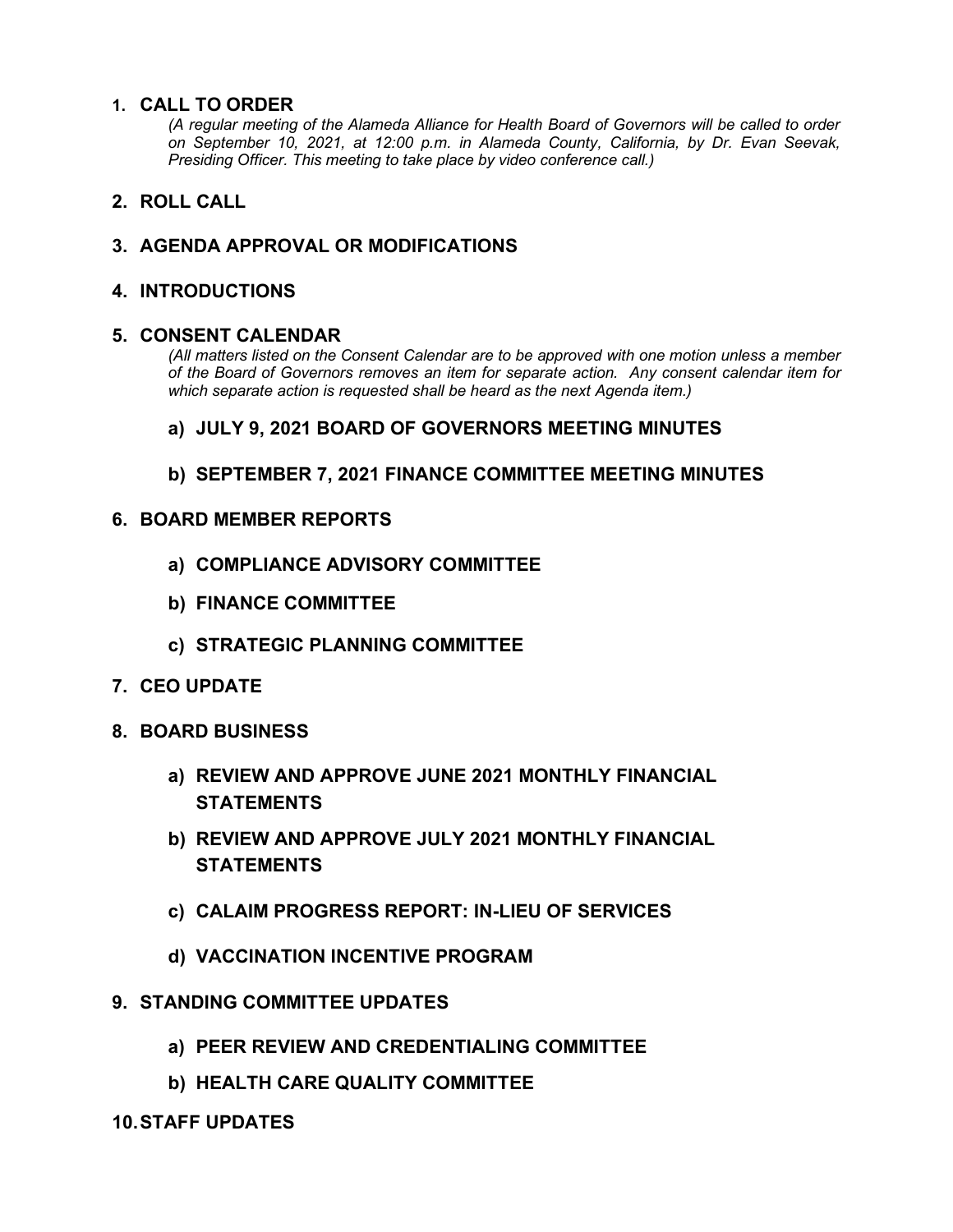## 1. CALL TO ORDER

*(A regular meeting of the Alameda Alliance for Health Board of Governors will be called to order on September 10, 2021, at 12:00 p.m. in Alameda County, California, by Dr. Evan Seevak, Presiding Officer. This meeting to take place by video conference call.)*

## 2. ROLL CALL

## 3. AGENDA APPROVAL OR MODIFICATIONS

## 4. INTRODUCTIONS

## 5. CONSENT CALENDAR

*(All matters listed on the Consent Calendar are to be approved with one motion unless a member of the Board of Governors removes an item for separate action. Any consent calendar item for which separate action is requested shall be heard as the next Agenda item.)*

### a) JULY 9, 2021 BOARD OF GOVERNORS MEETING MINUTES

### b) SEPTEMBER 7, 2021 FINANCE COMMITTEE MEETING MINUTES

## 6. BOARD MEMBER REPORTS

### a) COMPLIANCE ADVISORY COMMITTEE

### b) FINANCE COMMITTEE

### c) STRATEGIC PLANNING COMMITTEE

## 7. CEO UPDATE

## 8. BOARD BUSINESS

### a) REVIEW AND APPROVE JUNE 2021 MONTHLY FINANCIAL STATEMENTS

### b) REVIEW AND APPROVE JULY 2021 MONTHLY FINANCIAL STATEMENTS

### c) CALAIM PROGRESS REPORT: IN-LIEU OF SERVICES

### d) VACCINATION INCENTIVE PROGRAM

## 9. STANDING COMMITTEE UPDATES

### a) PEER REVIEW AND CREDENTIALING COMMITTEE

### b) HEALTH CARE QUALITY COMMITTEE

## 10. STAFF UPDATES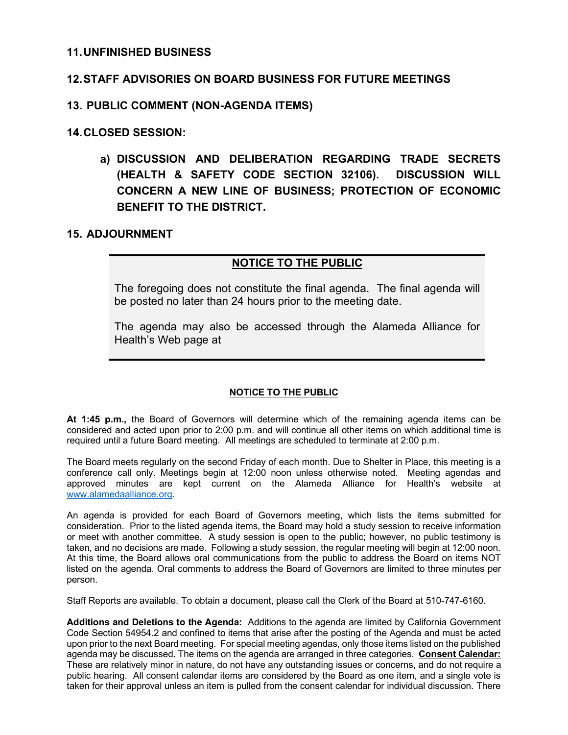## 11. UNFINISHED BUSINESS

## 12. STAFF ADVISORIES ON BOARD BUSINESS FOR FUTURE MEETINGS

## 13. PUBLIC COMMENT (NON-AGENDA ITEMS)

## 14. CLOSED SESSION:

**a) DISCUSSION AND DELIBERATION REGARDING TRADE SECRETS (HEALTH & SAFETY CODE SECTION 32106). DISCUSSION WILL CONCERN A NEW LINE OF BUSINESS; PROTECTION OF ECONOMIC BENEFIT TO THE DISTRICT.**

## 15. ADJOURNMENT

---

**NOTICE TO THE PUBLIC**

The foregoing does not constitute the final agenda. The final agenda will be posted no later than 24 hours prior to the meeting date.

The agenda may also be accessed through the Alameda Alliance for Health's Web page at

---

**NOTICE TO THE PUBLIC**

**At 1:45 p.m.,** the Board of Governors will determine which of the remaining agenda items can be considered and acted upon prior to 2:00 p.m. and will continue all other items on which additional time is required until a future Board meeting. All meetings are scheduled to terminate at 2:00 p.m.

The Board meets regularly on the second Friday of each month. Due to Shelter in Place, this meeting is a conference call only. Meetings begin at 12:00 noon unless otherwise noted. Meeting agendas and approved minutes are kept current on the Alameda Alliance for Health's website at www.alamedaalliance.org.

An agenda is provided for each Board of Governors meeting, which lists the items submitted for consideration. Prior to the listed agenda items, the Board may hold a study session to receive information or meet with another committee. A study session is open to the public; however, no public testimony is taken, and no decisions are made. Following a study session, the regular meeting will begin at 12:00 noon. At this time, the Board allows oral communications from the public to address the Board on items NOT listed on the agenda. Oral comments to address the Board of Governors are limited to three minutes per person.

Staff Reports are available. To obtain a document, please call the Clerk of the Board at 510-747-6160.

**Additions and Deletions to the Agenda:** Additions to the agenda are limited by California Government Code Section 54954.2 and confined to items that arise after the posting of the Agenda and must be acted upon prior to the next Board meeting. For special meeting agendas, only those items listed on the published agenda may be discussed. The items on the agenda are arranged in three categories. **Consent Calendar:** These are relatively minor in nature, do not have any outstanding issues or concerns, and do not require a public hearing. All consent calendar items are considered by the Board as one item, and a single vote is taken for their approval unless an item is pulled from the consent calendar for individual discussion. There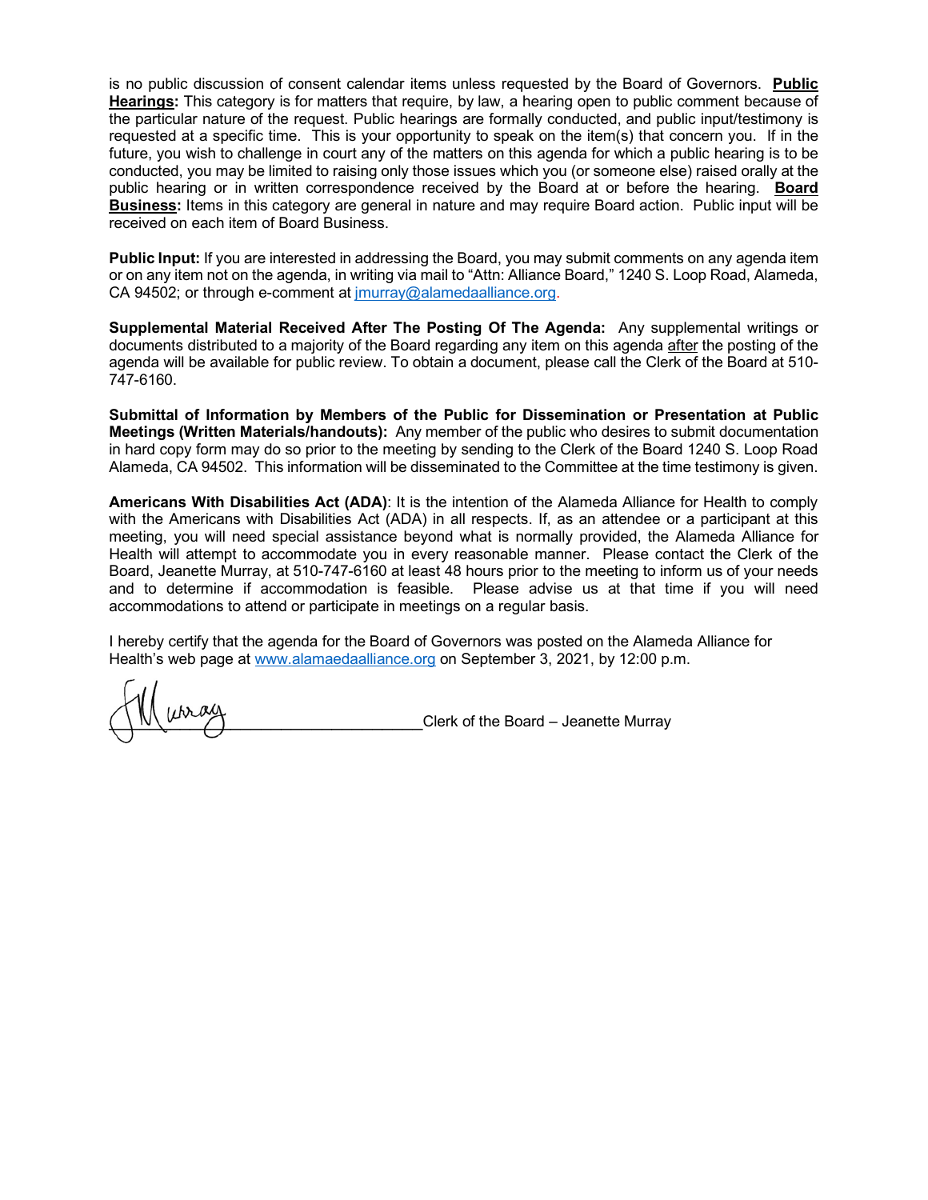is no public discussion of consent calendar items unless requested by the Board of Governors. **Public Hearings:** This category is for matters that require, by law, a hearing open to public comment because of the particular nature of the request. Public hearings are formally conducted, and public input/testimony is requested at a specific time. This is your opportunity to speak on the item(s) that concern you. If in the future, you wish to challenge in court any of the matters on this agenda for which a public hearing is to be conducted, you may be limited to raising only those issues which you (or someone else) raised orally at the public hearing or in written correspondence received by the Board at or before the hearing. **Board Business:** Items in this category are general in nature and may require Board action. Public input will be received on each item of Board Business.

**Public Input:** If you are interested in addressing the Board, you may submit comments on any agenda item or on any item not on the agenda, in writing via mail to "Attn: Alliance Board," 1240 S. Loop Road, Alameda, CA 94502; or through e-comment at jmurray@alamedaalliance.org.

**Supplemental Material Received After The Posting Of The Agenda:** Any supplemental writings or documents distributed to a majority of the Board regarding any item on this agenda after the posting of the agenda will be available for public review. To obtain a document, please call the Clerk of the Board at 510-747-6160.

**Submittal of Information by Members of the Public for Dissemination or Presentation at Public Meetings (Written Materials/handouts):** Any member of the public who desires to submit documentation in hard copy form may do so prior to the meeting by sending to the Clerk of the Board 1240 S. Loop Road Alameda, CA 94502. This information will be disseminated to the Committee at the time testimony is given.

**Americans With Disabilities Act (ADA)**: It is the intention of the Alameda Alliance for Health to comply with the Americans with Disabilities Act (ADA) in all respects. If, as an attendee or a participant at this meeting, you will need special assistance beyond what is normally provided, the Alameda Alliance for Health will attempt to accommodate you in every reasonable manner. Please contact the Clerk of the Board, Jeanette Murray, at 510-747-6160 at least 48 hours prior to the meeting to inform us of your needs and to determine if accommodation is feasible. Please advise us at that time if you will need accommodations to attend or participate in meetings on a regular basis.

I hereby certify that the agenda for the Board of Governors was posted on the Alameda Alliance for Health's web page at www.alamaedaalliance.org on September 3, 2021, by 12:00 p.m.

________________________________ Clerk of the Board – Jeanette Murray